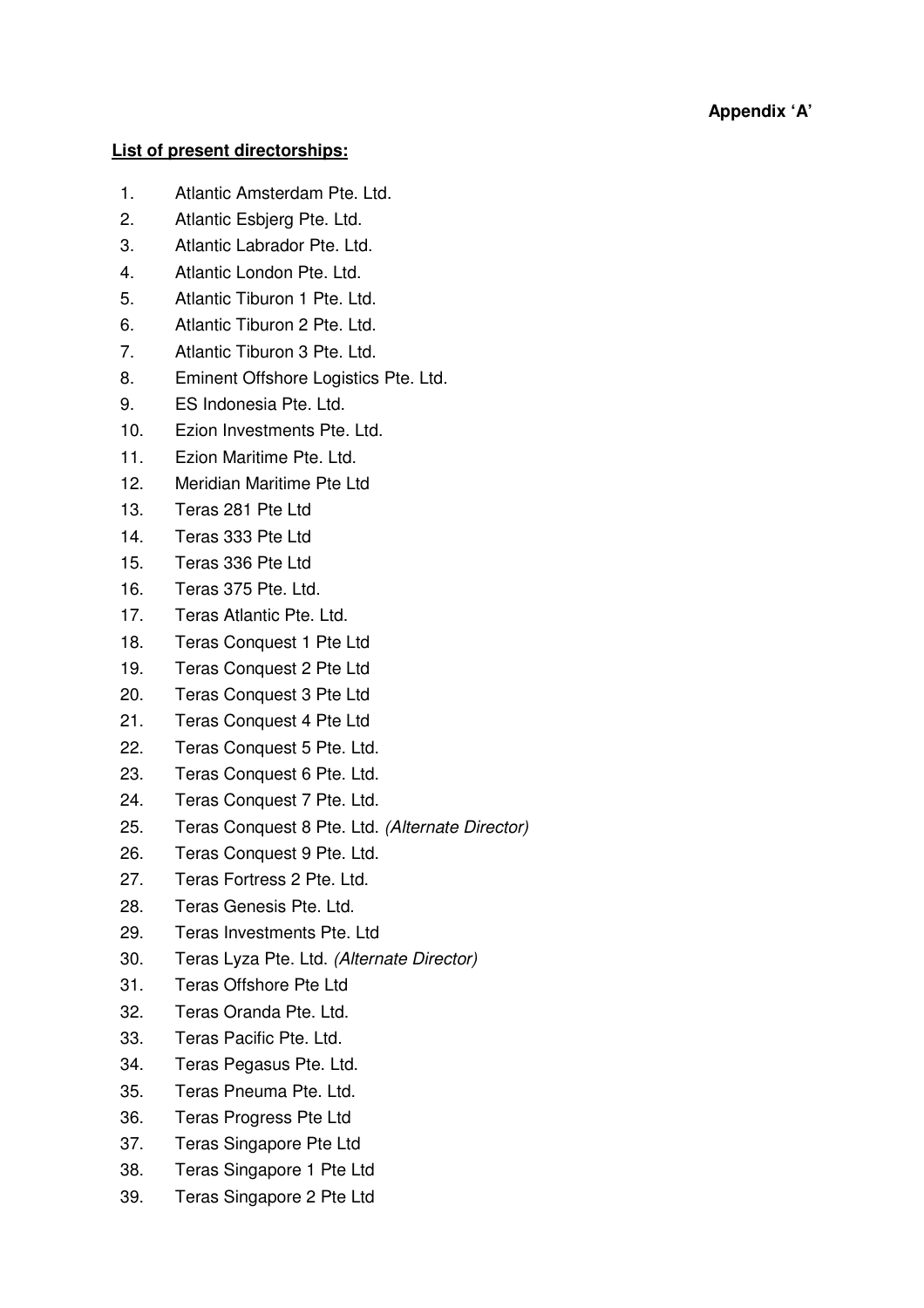**Appendix 'A'**

**List of present directorships:**

1. Atlantic Amsterdam Pte. Ltd.
2. Atlantic Esbjerg Pte. Ltd.
3. Atlantic Labrador Pte. Ltd.
4. Atlantic London Pte. Ltd.
5. Atlantic Tiburon 1 Pte. Ltd.
6. Atlantic Tiburon 2 Pte. Ltd.
7. Atlantic Tiburon 3 Pte. Ltd.
8. Eminent Offshore Logistics Pte. Ltd.
9. ES Indonesia Pte. Ltd.
10. Ezion Investments Pte. Ltd.
11. Ezion Maritime Pte. Ltd.
12. Meridian Maritime Pte Ltd
13. Teras 281 Pte Ltd
14. Teras 333 Pte Ltd
15. Teras 336 Pte Ltd
16. Teras 375 Pte. Ltd.
17. Teras Atlantic Pte. Ltd.
18. Teras Conquest 1 Pte Ltd
19. Teras Conquest 2 Pte Ltd
20. Teras Conquest 3 Pte Ltd
21. Teras Conquest 4 Pte Ltd
22. Teras Conquest 5 Pte. Ltd.
23. Teras Conquest 6 Pte. Ltd.
24. Teras Conquest 7 Pte. Ltd.
25. Teras Conquest 8 Pte. Ltd. *(Alternate Director)*
26. Teras Conquest 9 Pte. Ltd.
27. Teras Fortress 2 Pte. Ltd.
28. Teras Genesis Pte. Ltd.
29. Teras Investments Pte. Ltd
30. Teras Lyza Pte. Ltd. *(Alternate Director)*
31. Teras Offshore Pte Ltd
32. Teras Oranda Pte. Ltd.
33. Teras Pacific Pte. Ltd.
34. Teras Pegasus Pte. Ltd.
35. Teras Pneuma Pte. Ltd.
36. Teras Progress Pte Ltd
37. Teras Singapore Pte Ltd
38. Teras Singapore 1 Pte Ltd
39. Teras Singapore 2 Pte Ltd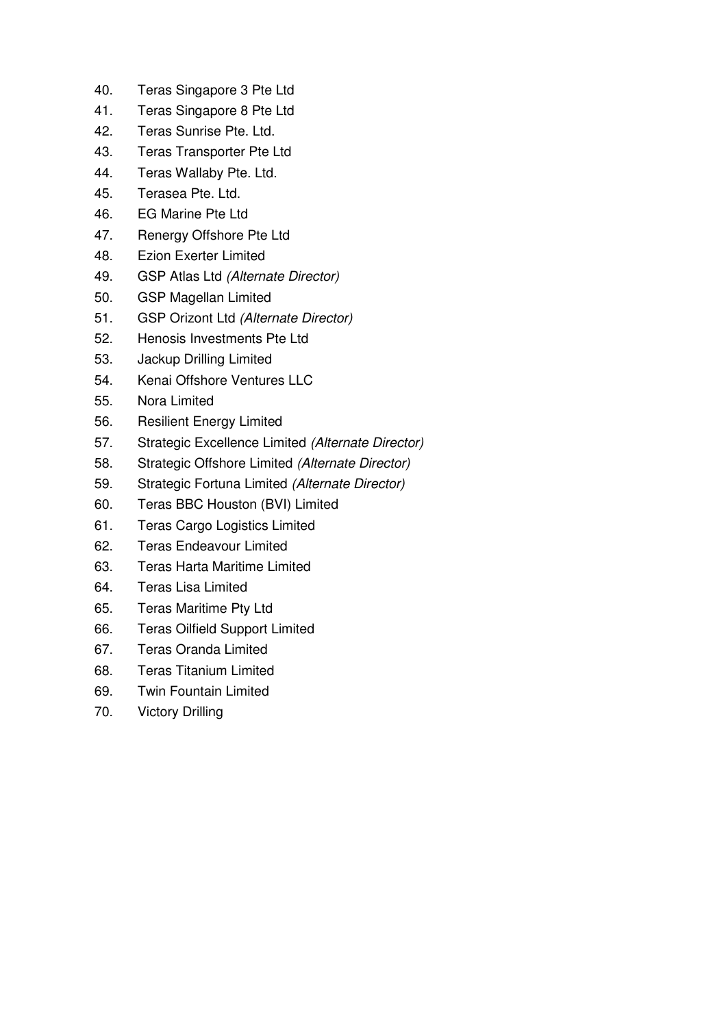40. Teras Singapore 3 Pte Ltd
41. Teras Singapore 8 Pte Ltd
42. Teras Sunrise Pte. Ltd.
43. Teras Transporter Pte Ltd
44. Teras Wallaby Pte. Ltd.
45. Terasea Pte. Ltd.
46. EG Marine Pte Ltd
47. Renergy Offshore Pte Ltd
48. Ezion Exerter Limited
49. GSP Atlas Ltd *(Alternate Director)*
50. GSP Magellan Limited
51. GSP Orizont Ltd *(Alternate Director)*
52. Henosis Investments Pte Ltd
53. Jackup Drilling Limited
54. Kenai Offshore Ventures LLC
55. Nora Limited
56. Resilient Energy Limited
57. Strategic Excellence Limited *(Alternate Director)*
58. Strategic Offshore Limited *(Alternate Director)*
59. Strategic Fortuna Limited *(Alternate Director)*
60. Teras BBC Houston (BVI) Limited
61. Teras Cargo Logistics Limited
62. Teras Endeavour Limited
63. Teras Harta Maritime Limited
64. Teras Lisa Limited
65. Teras Maritime Pty Ltd
66. Teras Oilfield Support Limited
67. Teras Oranda Limited
68. Teras Titanium Limited
69. Twin Fountain Limited
70. Victory Drilling